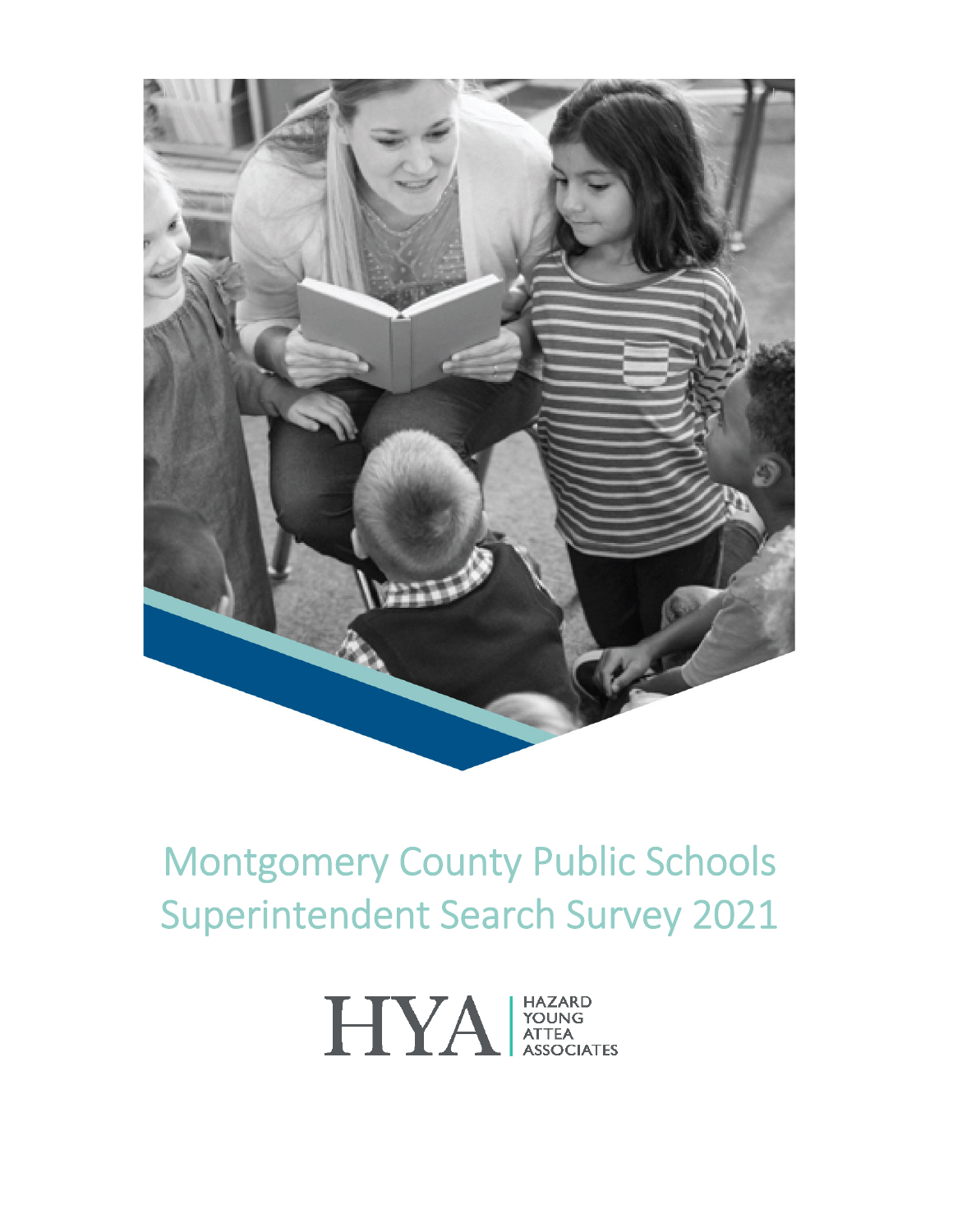# Montgomery County Public Schools Superintendent Search Survey 2021

HYA | HAZARD YOUNG ATTEA ASSOCIATES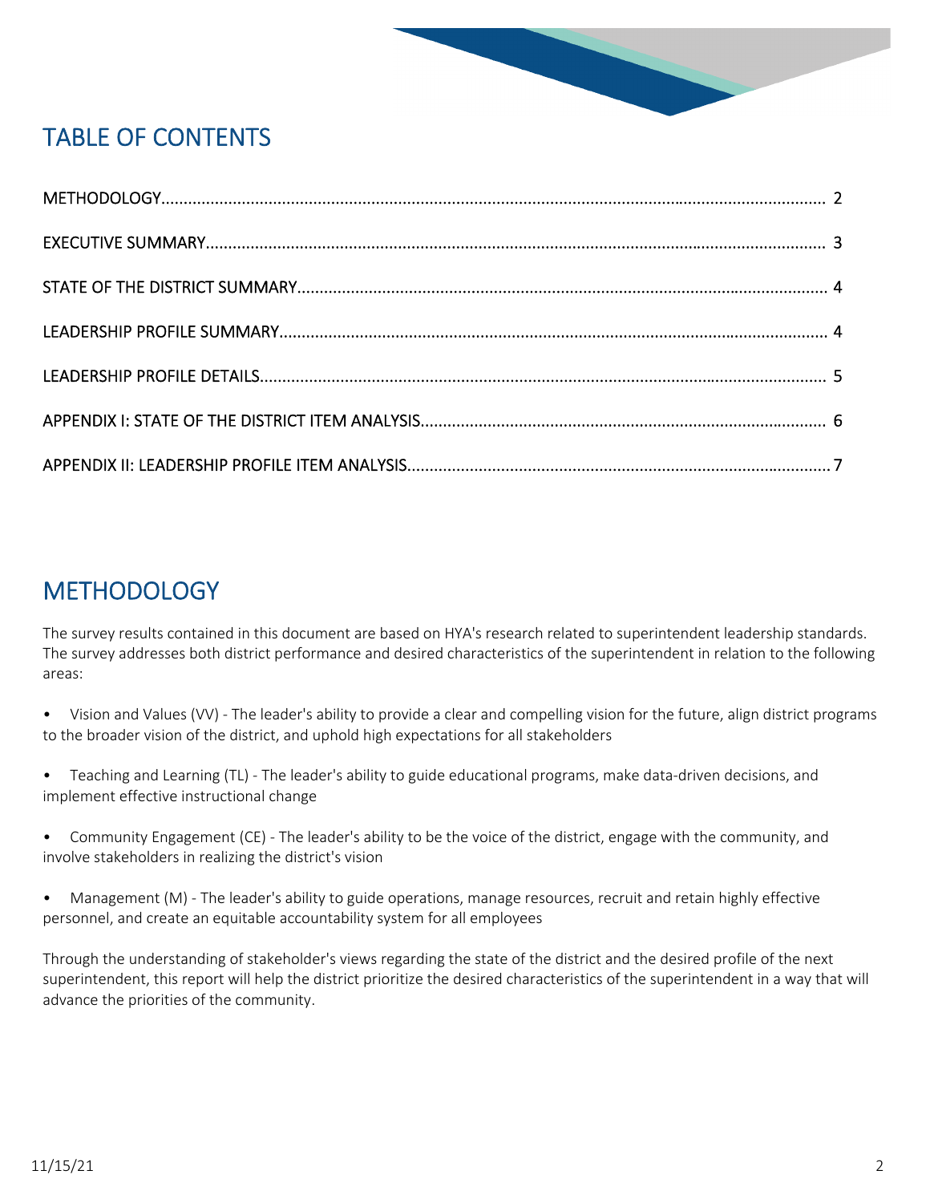## TABLE OF CONTENTS

METHODOLOGY.......................................................... 2

EXECUTIVE SUMMARY.......................................................... 3

STATE OF THE DISTRICT SUMMARY.......................................................... 4

LEADERSHIP PROFILE SUMMARY.......................................................... 4

LEADERSHIP PROFILE DETAILS.......................................................... 5

APPENDIX I: STATE OF THE DISTRICT ITEM ANALYSIS.......................................................... 6

APPENDIX II: LEADERSHIP PROFILE ITEM ANALYSIS.......................................................... 7

## METHODOLOGY

The survey results contained in this document are based on HYA's research related to superintendent leadership standards. The survey addresses both district performance and desired characteristics of the superintendent in relation to the following areas:

- Vision and Values (VV) - The leader's ability to provide a clear and compelling vision for the future, align district programs to the broader vision of the district, and uphold high expectations for all stakeholders

- Teaching and Learning (TL) - The leader's ability to guide educational programs, make data-driven decisions, and implement effective instructional change

- Community Engagement (CE) - The leader's ability to be the voice of the district, engage with the community, and involve stakeholders in realizing the district's vision

- Management (M) - The leader's ability to guide operations, manage resources, recruit and retain highly effective personnel, and create an equitable accountability system for all employees

Through the understanding of stakeholder's views regarding the state of the district and the desired profile of the next superintendent, this report will help the district prioritize the desired characteristics of the superintendent in a way that will advance the priorities of the community.

11/15/21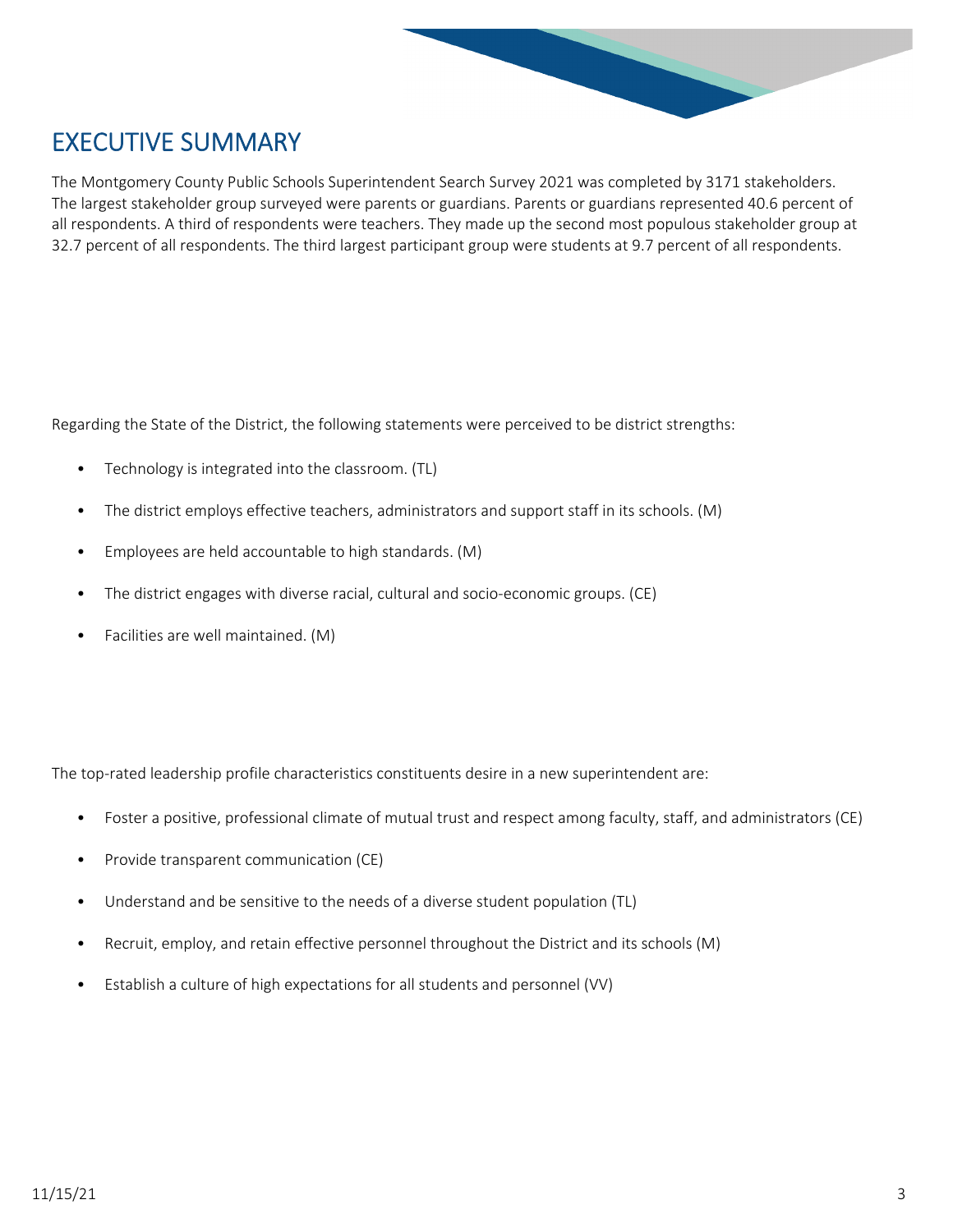# EXECUTIVE SUMMARY

The Montgomery County Public Schools Superintendent Search Survey 2021 was completed by 3171 stakeholders. The largest stakeholder group surveyed were parents or guardians. Parents or guardians represented 40.6 percent of all respondents. A third of respondents were teachers. They made up the second most populous stakeholder group at 32.7 percent of all respondents. The third largest participant group were students at 9.7 percent of all respondents.

Regarding the State of the District, the following statements were perceived to be district strengths:

- Technology is integrated into the classroom. (TL)
- The district employs effective teachers, administrators and support staff in its schools. (M)
- Employees are held accountable to high standards. (M)
- The district engages with diverse racial, cultural and socio-economic groups. (CE)
- Facilities are well maintained. (M)

The top-rated leadership profile characteristics constituents desire in a new superintendent are:

- Foster a positive, professional climate of mutual trust and respect among faculty, staff, and administrators (CE)
- Provide transparent communication (CE)
- Understand and be sensitive to the needs of a diverse student population (TL)
- Recruit, employ, and retain effective personnel throughout the District and its schools (M)
- Establish a culture of high expectations for all students and personnel (VV)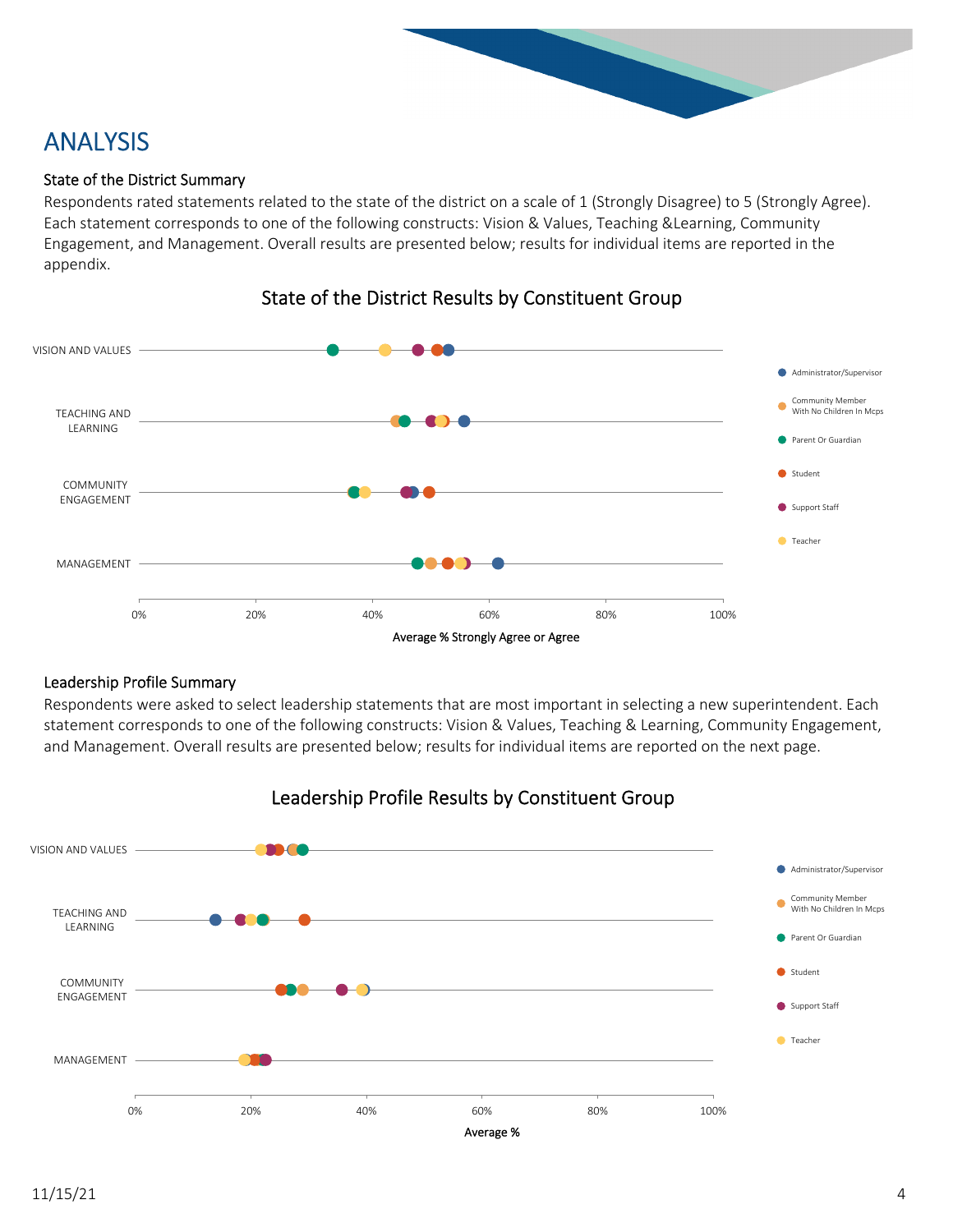# ANALYSIS

### State of the District Summary

Respondents rated statements related to the state of the district on a scale of 1 (Strongly Disagree) to 5 (Strongly Agree). Each statement corresponds to one of the following constructs: Vision & Values, Teaching &Learning, Community Engagement, and Management. Overall results are presented below; results for individual items are reported in the appendix.

State of the District Results by Constituent Group

VISION AND VALUES
TEACHING AND LEARNING
COMMUNITY ENGAGEMENT
MANAGEMENT

0% 20% 40% 60% 80% 100%

Average % Strongly Agree or Agree

- Administrator/Supervisor
- Community Member With No Children In Mcps
- Parent Or Guardian
- Student
- Support Staff
- Teacher

### Leadership Profile Summary

Respondents were asked to select leadership statements that are most important in selecting a new superintendent. Each statement corresponds to one of the following constructs: Vision & Values, Teaching & Learning, Community Engagement, and Management. Overall results are presented below; results for individual items are reported on the next page.

Leadership Profile Results by Constituent Group

VISION AND VALUES
TEACHING AND LEARNING
COMMUNITY ENGAGEMENT
MANAGEMENT

0% 20% 40% 60% 80% 100%

Average %

- Administrator/Supervisor
- Community Member With No Children In Mcps
- Parent Or Guardian
- Student
- Support Staff
- Teacher

11/15/21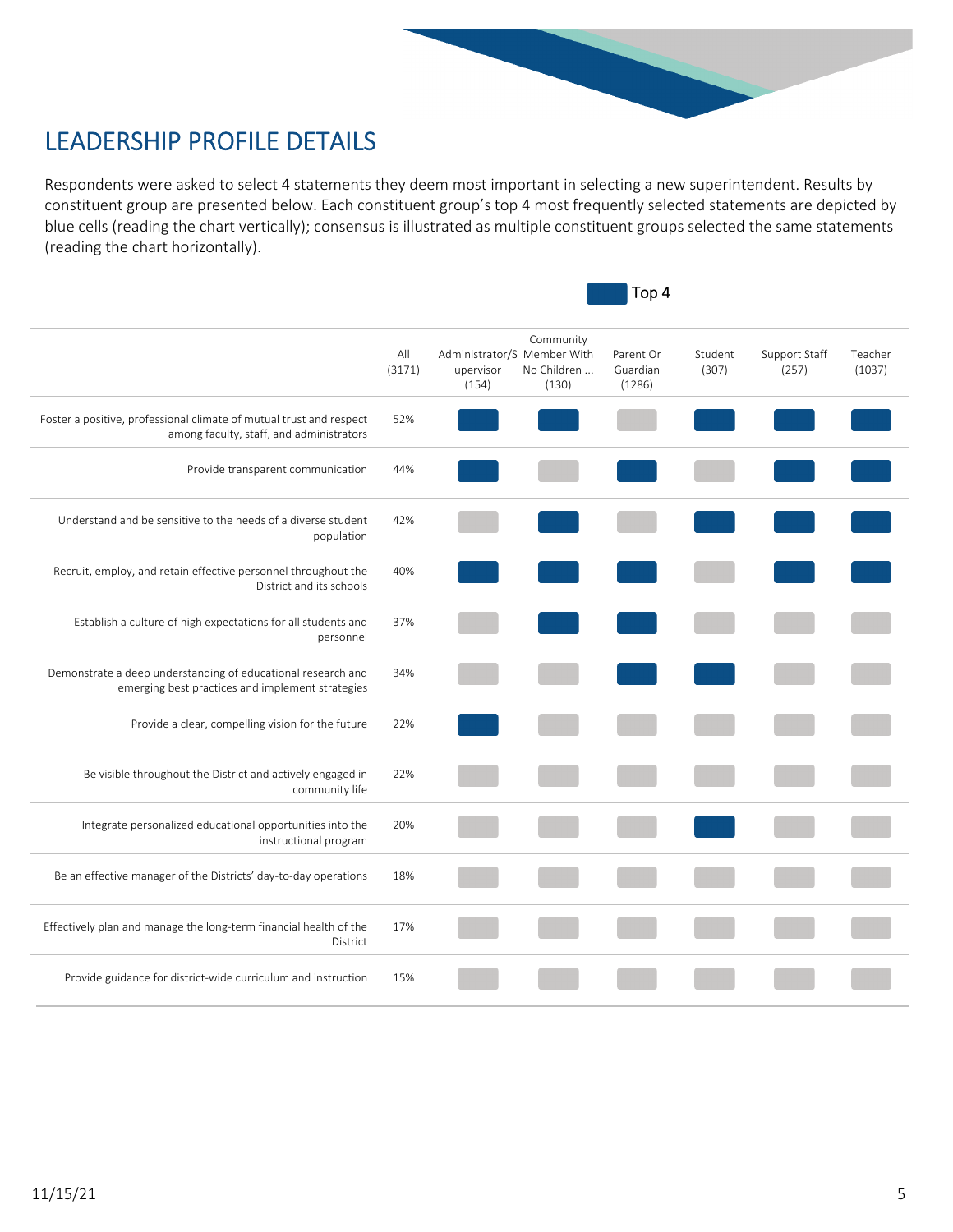# LEADERSHIP PROFILE DETAILS

Respondents were asked to select 4 statements they deem most important in selecting a new superintendent. Results by constituent group are presented below. Each constituent group's top 4 most frequently selected statements are depicted by blue cells (reading the chart vertically); consensus is illustrated as multiple constituent groups selected the same statements (reading the chart horizontally).

Top 4

| | All (3171) | Administrator/Supervisor (154) | Community Member With No Children ... (130) | Parent Or Guardian (1286) | Student (307) | Support Staff (257) | Teacher (1037) |
|---|---|---|---|---|---|---|---|
| Foster a positive, professional climate of mutual trust and respect among faculty, staff, and administrators | 52% | Top 4 | Top 4 | | Top 4 | Top 4 | Top 4 |
| Provide transparent communication | 44% | Top 4 | | Top 4 | | Top 4 | Top 4 |
| Understand and be sensitive to the needs of a diverse student population | 42% | | Top 4 | | Top 4 | Top 4 | Top 4 |
| Recruit, employ, and retain effective personnel throughout the District and its schools | 40% | Top 4 | Top 4 | Top 4 | | Top 4 | Top 4 |
| Establish a culture of high expectations for all students and personnel | 37% | | Top 4 | Top 4 | | | |
| Demonstrate a deep understanding of educational research and emerging best practices and implement strategies | 34% | | | Top 4 | Top 4 | | |
| Provide a clear, compelling vision for the future | 22% | Top 4 | | | | | |
| Be visible throughout the District and actively engaged in community life | 22% | | | | | | |
| Integrate personalized educational opportunities into the instructional program | 20% | | | | Top 4 | | |
| Be an effective manager of the Districts' day-to-day operations | 18% | | | | | | |
| Effectively plan and manage the long-term financial health of the District | 17% | | | | | | |
| Provide guidance for district-wide curriculum and instruction | 15% | | | | | | |

11/15/21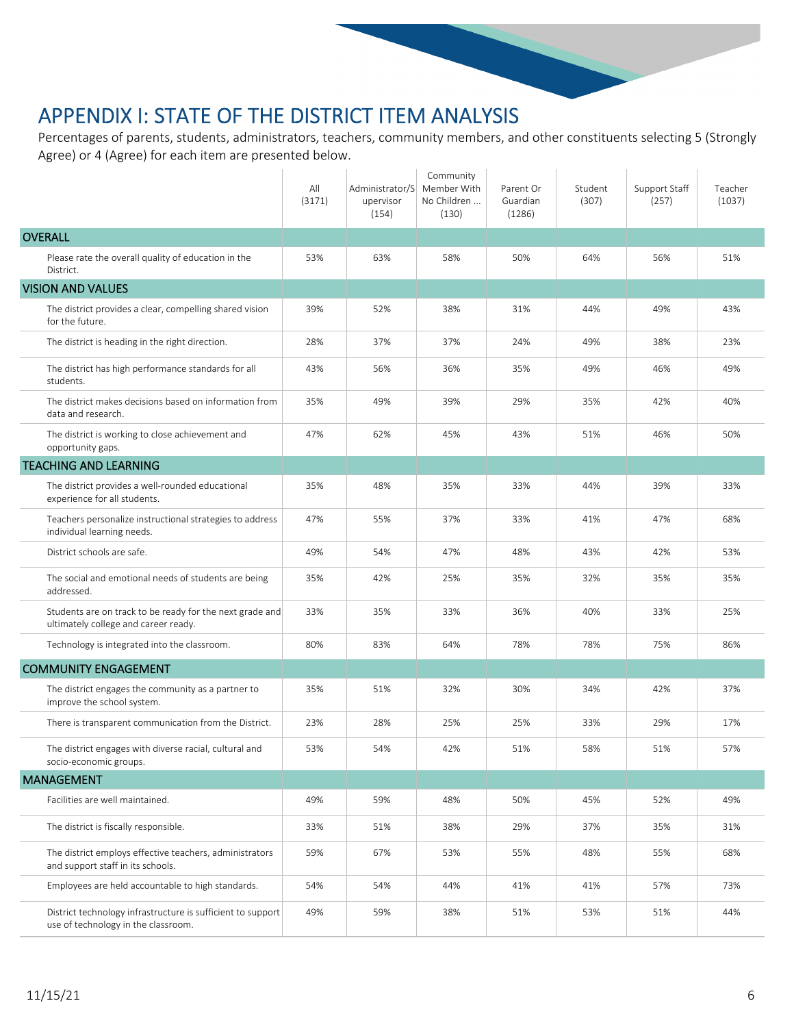# APPENDIX I: STATE OF THE DISTRICT ITEM ANALYSIS

Percentages of parents, students, administrators, teachers, community members, and other constituents selecting 5 (Strongly Agree) or 4 (Agree) for each item are presented below.

| | All (3171) | Administrator/Supervisor (154) | Community Member With No Children ... (130) | Parent Or Guardian (1286) | Student (307) | Support Staff (257) | Teacher (1037) |
|---|---|---|---|---|---|---|---|
| **OVERALL** | | | | | | | |
| Please rate the overall quality of education in the District. | 53% | 63% | 58% | 50% | 64% | 56% | 51% |
| **VISION AND VALUES** | | | | | | | |
| The district provides a clear, compelling shared vision for the future. | 39% | 52% | 38% | 31% | 44% | 49% | 43% |
| The district is heading in the right direction. | 28% | 37% | 37% | 24% | 49% | 38% | 23% |
| The district has high performance standards for all students. | 43% | 56% | 36% | 35% | 49% | 46% | 49% |
| The district makes decisions based on information from data and research. | 35% | 49% | 39% | 29% | 35% | 42% | 40% |
| The district is working to close achievement and opportunity gaps. | 47% | 62% | 45% | 43% | 51% | 46% | 50% |
| **TEACHING AND LEARNING** | | | | | | | |
| The district provides a well-rounded educational experience for all students. | 35% | 48% | 35% | 33% | 44% | 39% | 33% |
| Teachers personalize instructional strategies to address individual learning needs. | 47% | 55% | 37% | 33% | 41% | 47% | 68% |
| District schools are safe. | 49% | 54% | 47% | 48% | 43% | 42% | 53% |
| The social and emotional needs of students are being addressed. | 35% | 42% | 25% | 35% | 32% | 35% | 35% |
| Students are on track to be ready for the next grade and ultimately college and career ready. | 33% | 35% | 33% | 36% | 40% | 33% | 25% |
| Technology is integrated into the classroom. | 80% | 83% | 64% | 78% | 78% | 75% | 86% |
| **COMMUNITY ENGAGEMENT** | | | | | | | |
| The district engages the community as a partner to improve the school system. | 35% | 51% | 32% | 30% | 34% | 42% | 37% |
| There is transparent communication from the District. | 23% | 28% | 25% | 25% | 33% | 29% | 17% |
| The district engages with diverse racial, cultural and socio-economic groups. | 53% | 54% | 42% | 51% | 58% | 51% | 57% |
| **MANAGEMENT** | | | | | | | |
| Facilities are well maintained. | 49% | 59% | 48% | 50% | 45% | 52% | 49% |
| The district is fiscally responsible. | 33% | 51% | 38% | 29% | 37% | 35% | 31% |
| The district employs effective teachers, administrators and support staff in its schools. | 59% | 67% | 53% | 55% | 48% | 55% | 68% |
| Employees are held accountable to high standards. | 54% | 54% | 44% | 41% | 41% | 57% | 73% |
| District technology infrastructure is sufficient to support use of technology in the classroom. | 49% | 59% | 38% | 51% | 53% | 51% | 44% |

11/15/21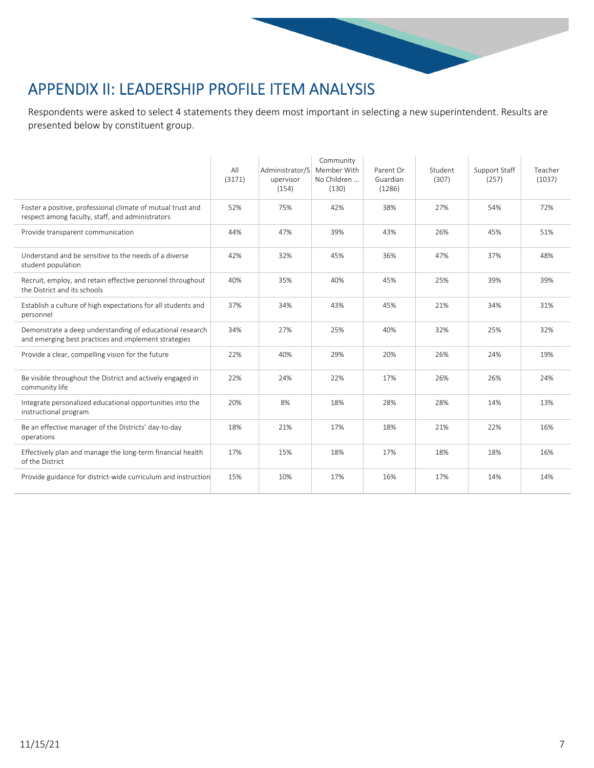# APPENDIX II: LEADERSHIP PROFILE ITEM ANALYSIS

Respondents were asked to select 4 statements they deem most important in selecting a new superintendent. Results are presented below by constituent group.

| | All (3171) | Administrator/Supervisor (154) | Community Member With No Children ... (130) | Parent Or Guardian (1286) | Student (307) | Support Staff (257) | Teacher (1037) |
|---|---|---|---|---|---|---|---|
| Foster a positive, professional climate of mutual trust and respect among faculty, staff, and administrators | 52% | 75% | 42% | 38% | 27% | 54% | 72% |
| Provide transparent communication | 44% | 47% | 39% | 43% | 26% | 45% | 51% |
| Understand and be sensitive to the needs of a diverse student population | 42% | 32% | 45% | 36% | 47% | 37% | 48% |
| Recruit, employ, and retain effective personnel throughout the District and its schools | 40% | 35% | 40% | 45% | 25% | 39% | 39% |
| Establish a culture of high expectations for all students and personnel | 37% | 34% | 43% | 45% | 21% | 34% | 31% |
| Demonstrate a deep understanding of educational research and emerging best practices and implement strategies | 34% | 27% | 25% | 40% | 32% | 25% | 32% |
| Provide a clear, compelling vision for the future | 22% | 40% | 29% | 20% | 26% | 24% | 19% |
| Be visible throughout the District and actively engaged in community life | 22% | 24% | 22% | 17% | 26% | 26% | 24% |
| Integrate personalized educational opportunities into the instructional program | 20% | 8% | 18% | 28% | 28% | 14% | 13% |
| Be an effective manager of the Districts' day-to-day operations | 18% | 21% | 17% | 18% | 21% | 22% | 16% |
| Effectively plan and manage the long-term financial health of the District | 17% | 15% | 18% | 17% | 18% | 18% | 16% |
| Provide guidance for district-wide curriculum and instruction | 15% | 10% | 17% | 16% | 17% | 14% | 14% |

11/15/21